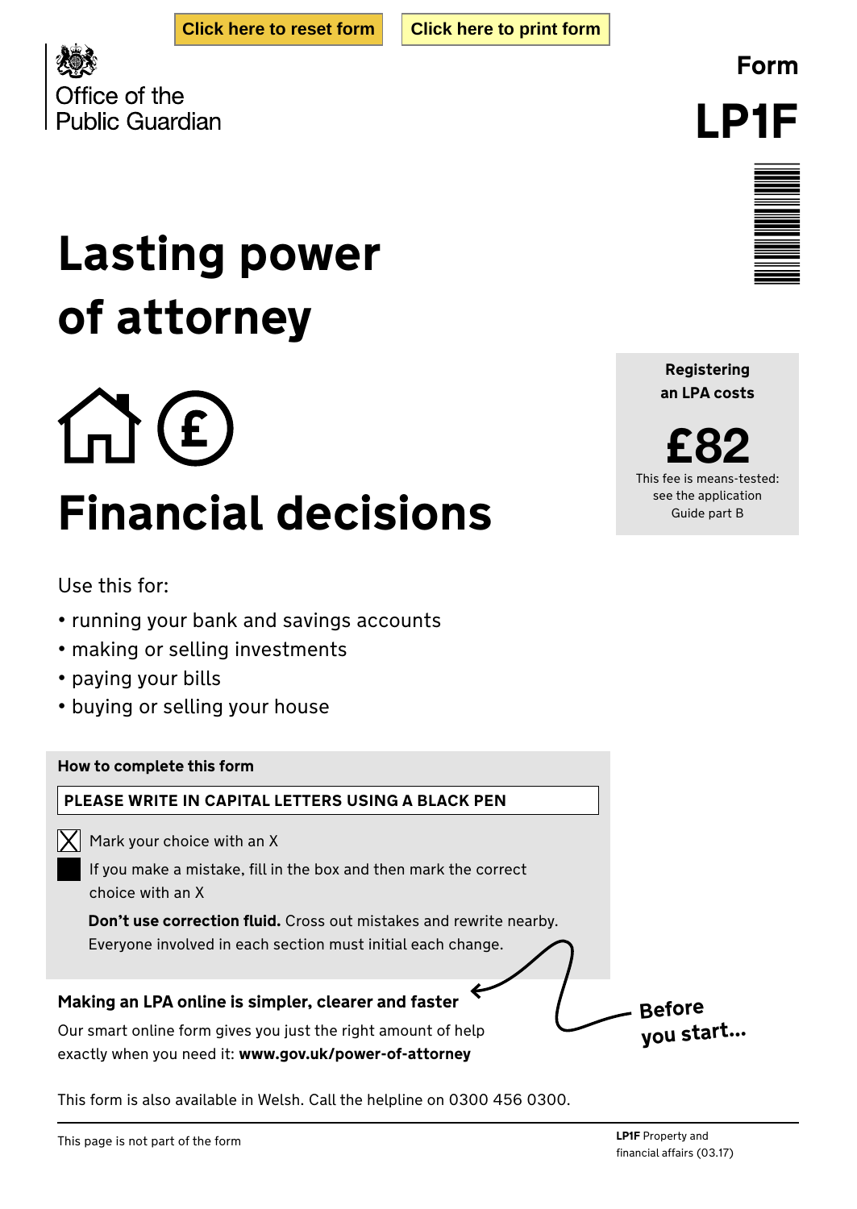Click here to reset form | Click here to print form

Office of the Public Guardian

Form

# LP1F

# Lasting power of attorney

## Financial decisions

**Registering an LPA costs**

**£82**

This fee is means-tested: see the application Guide part B

Use this for:

- running your bank and savings accounts
- making or selling investments
- paying your bills
- buying or selling your house

**How to complete this form**

**PLEASE WRITE IN CAPITAL LETTERS USING A BLACK PEN**

☒ Mark your choice with an X

■ If you make a mistake, fill in the box and then mark the correct choice with an X

**Don't use correction fluid.** Cross out mistakes and rewrite nearby. Everyone involved in each section must initial each change.

**Making an LPA online is simpler, clearer and faster**

Our smart online form gives you just the right amount of help exactly when you need it: **www.gov.uk/power-of-attorney**

**Before you start...**

This form is also available in Welsh. Call the helpline on 0300 456 0300.

This page is not part of the form

**LP1F** Property and financial affairs (03.17)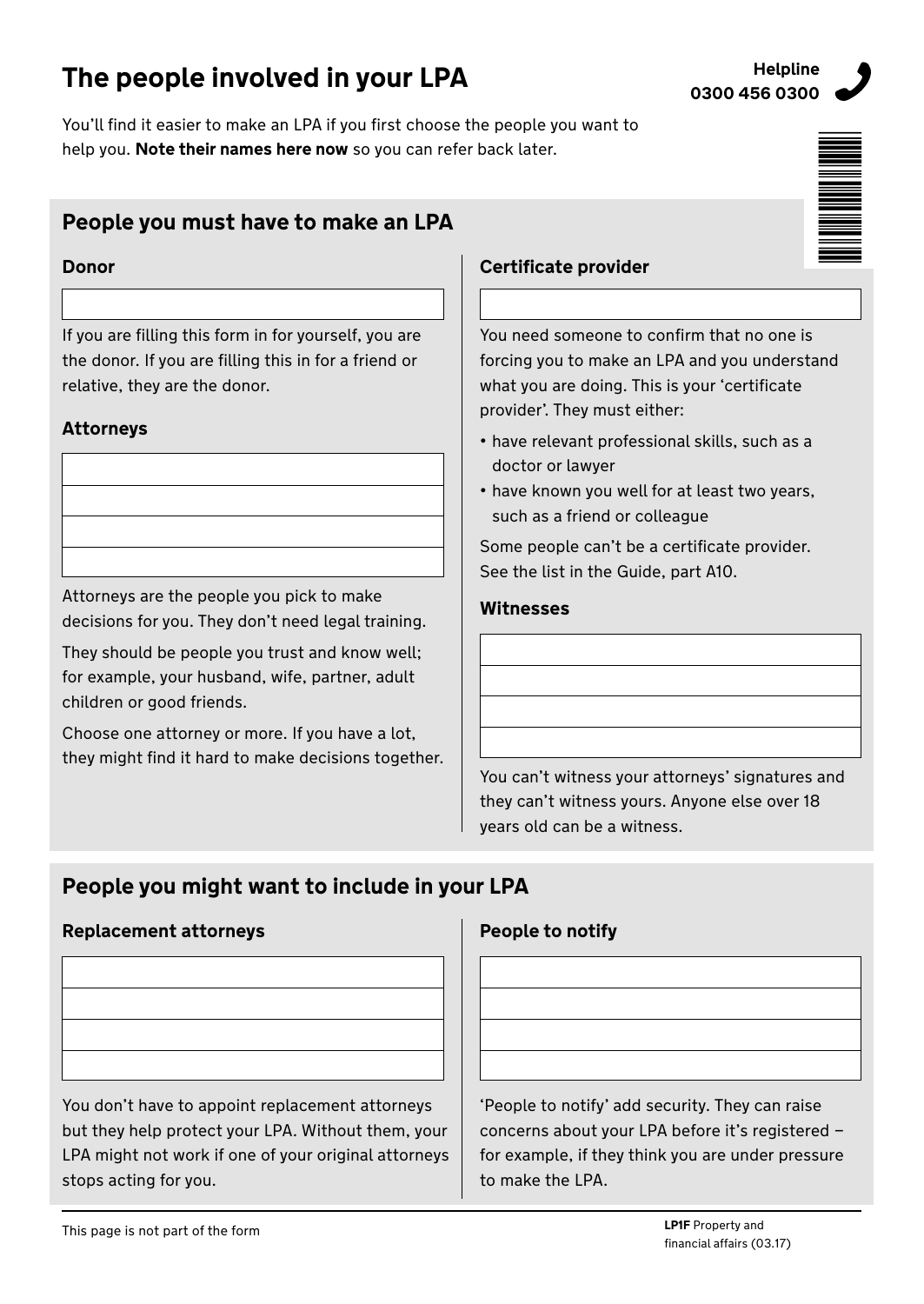# The people involved in your LPA

**Helpline**
**0300 456 0300**

You'll find it easier to make an LPA if you first choose the people you want to help you. **Note their names here now** so you can refer back later.

## People you must have to make an LPA

### Donor

If you are filling this form in for yourself, you are the donor. If you are filling this in for a friend or relative, they are the donor.

### Attorneys

Attorneys are the people you pick to make decisions for you. They don't need legal training.

They should be people you trust and know well; for example, your husband, wife, partner, adult children or good friends.

Choose one attorney or more. If you have a lot, they might find it hard to make decisions together.

### Certificate provider

You need someone to confirm that no one is forcing you to make an LPA and you understand what you are doing. This is your 'certificate provider'. They must either:

- have relevant professional skills, such as a doctor or lawyer
- have known you well for at least two years, such as a friend or colleague

Some people can't be a certificate provider. See the list in the Guide, part A10.

### Witnesses

You can't witness your attorneys' signatures and they can't witness yours. Anyone else over 18 years old can be a witness.

## People you might want to include in your LPA

### Replacement attorneys

You don't have to appoint replacement attorneys but they help protect your LPA. Without them, your LPA might not work if one of your original attorneys stops acting for you.

### People to notify

'People to notify' add security. They can raise concerns about your LPA before it's registered – for example, if they think you are under pressure to make the LPA.

This page is not part of the form

**LP1F** Property and financial affairs (03.17)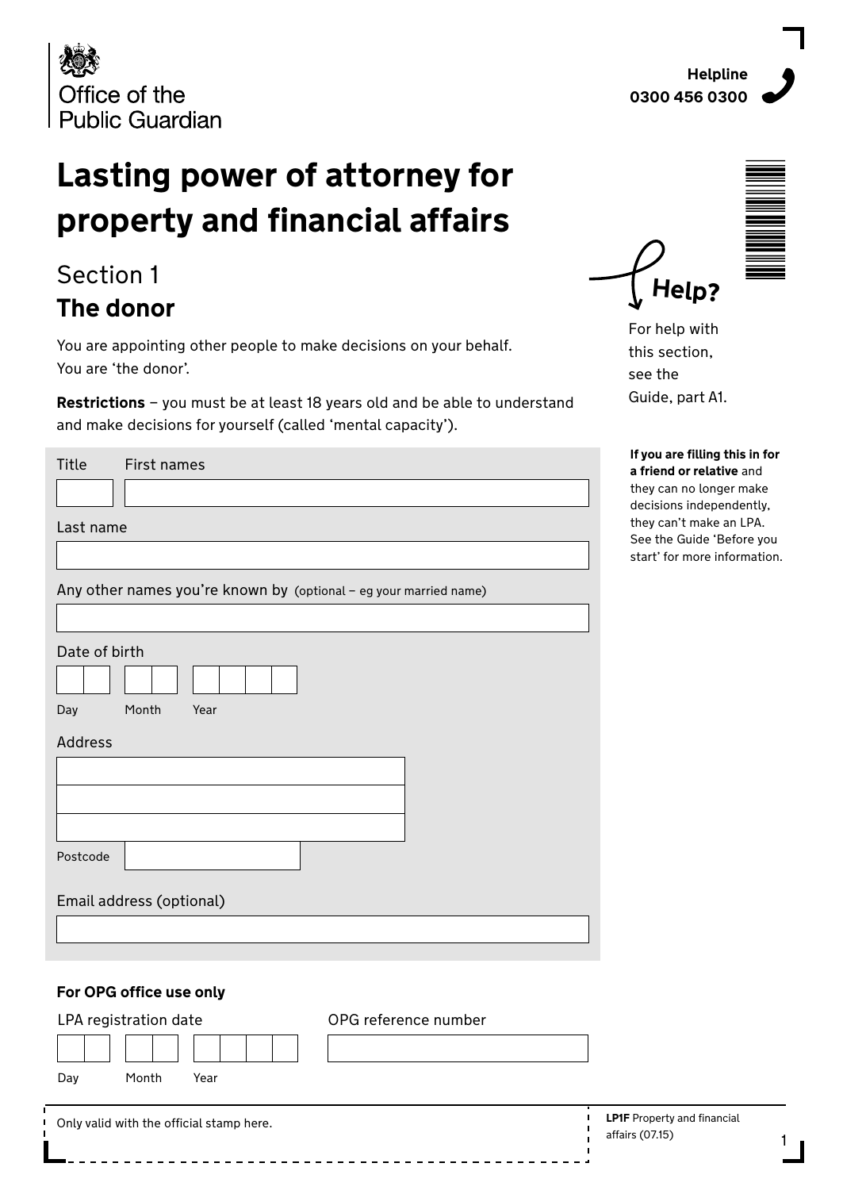Office of the Public Guardian

**Helpline**
**0300 456 0300**

# Lasting power of attorney for property and financial affairs

## Section 1
## The donor

You are appointing other people to make decisions on your behalf. You are 'the donor'.

**Restrictions** – you must be at least 18 years old and be able to understand and make decisions for yourself (called 'mental capacity').

**Help?** For help with this section, see the Guide, part A1.

**If you are filling this in for a friend or relative** and they can no longer make decisions independently, they can't make an LPA. See the Guide 'Before you start' for more information.

Title

First names

Last name

Any other names you're known by (optional – eg your married name)

Date of birth

Day Month Year

Address

Postcode

Email address (optional)

**For OPG office use only**

LPA registration date

Day Month Year

OPG reference number

Only valid with the official stamp here.

**LP1F** Property and financial affairs (07.15)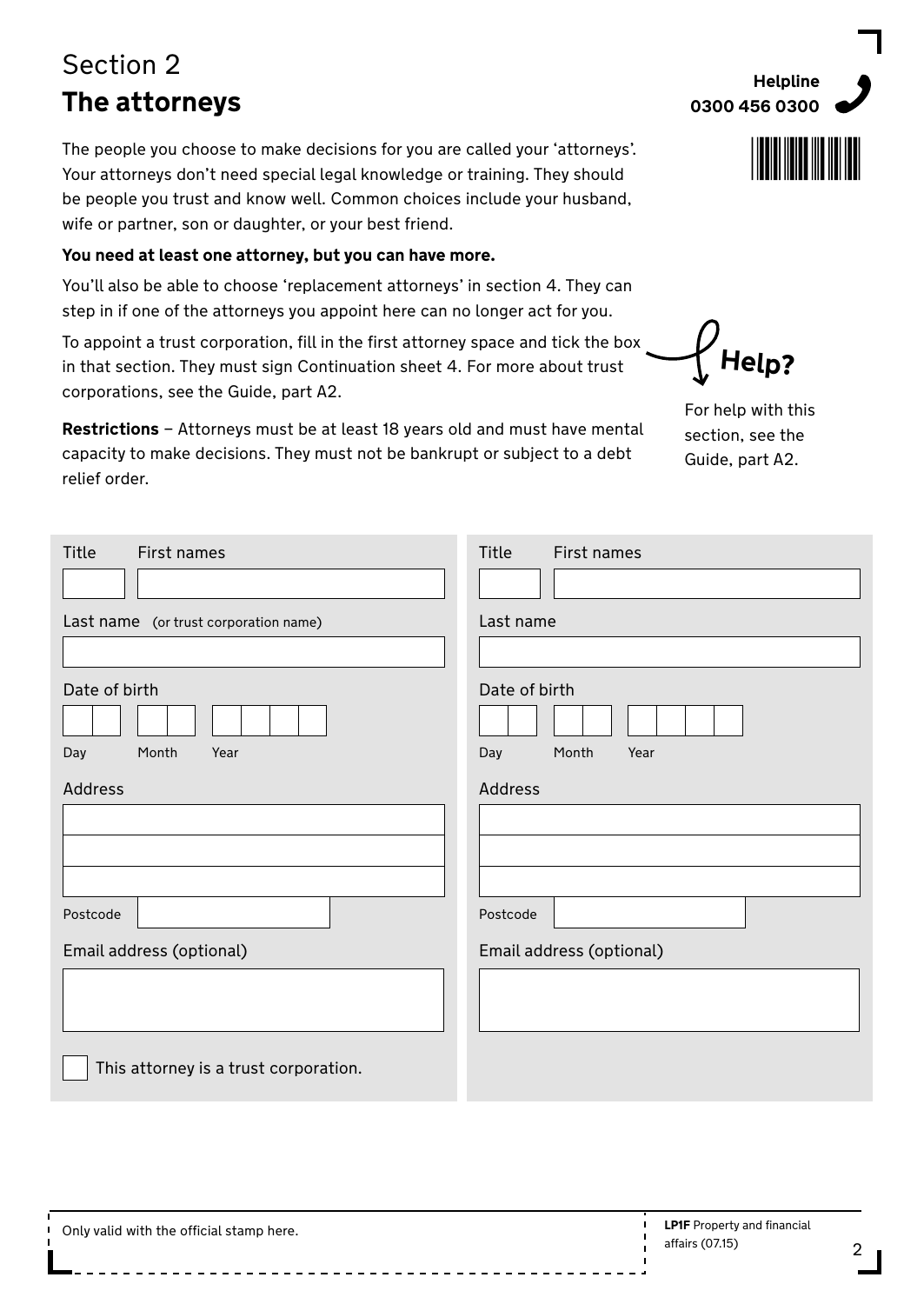# Section 2
## The attorneys

**Helpline**
**0300 456 0300**

The people you choose to make decisions for you are called your 'attorneys'. Your attorneys don't need special legal knowledge or training. They should be people you trust and know well. Common choices include your husband, wife or partner, son or daughter, or your best friend.

**You need at least one attorney, but you can have more.**

You'll also be able to choose 'replacement attorneys' in section 4. They can step in if one of the attorneys you appoint here can no longer act for you.

To appoint a trust corporation, fill in the first attorney space and tick the box in that section. They must sign Continuation sheet 4. For more about trust corporations, see the Guide, part A2.

**Restrictions** – Attorneys must be at least 18 years old and must have mental capacity to make decisions. They must not be bankrupt or subject to a debt relief order.

**Help?**

For help with this section, see the Guide, part A2.

---

Title ______ First names ____________________

Last name (or trust corporation name) ____________________

Date of birth
Day __ __ Month __ __ Year __ __ __ __

Address
____________________
____________________
____________________

Postcode ____________

Email address (optional)
____________________

☐ This attorney is a trust corporation.

---

Title ______ First names ____________________

Last name ____________________

Date of birth
Day __ __ Month __ __ Year __ __ __ __

Address
____________________
____________________
____________________

Postcode ____________

Email address (optional)
____________________

---

Only valid with the official stamp here.

**LP1F** Property and financial affairs (07.15)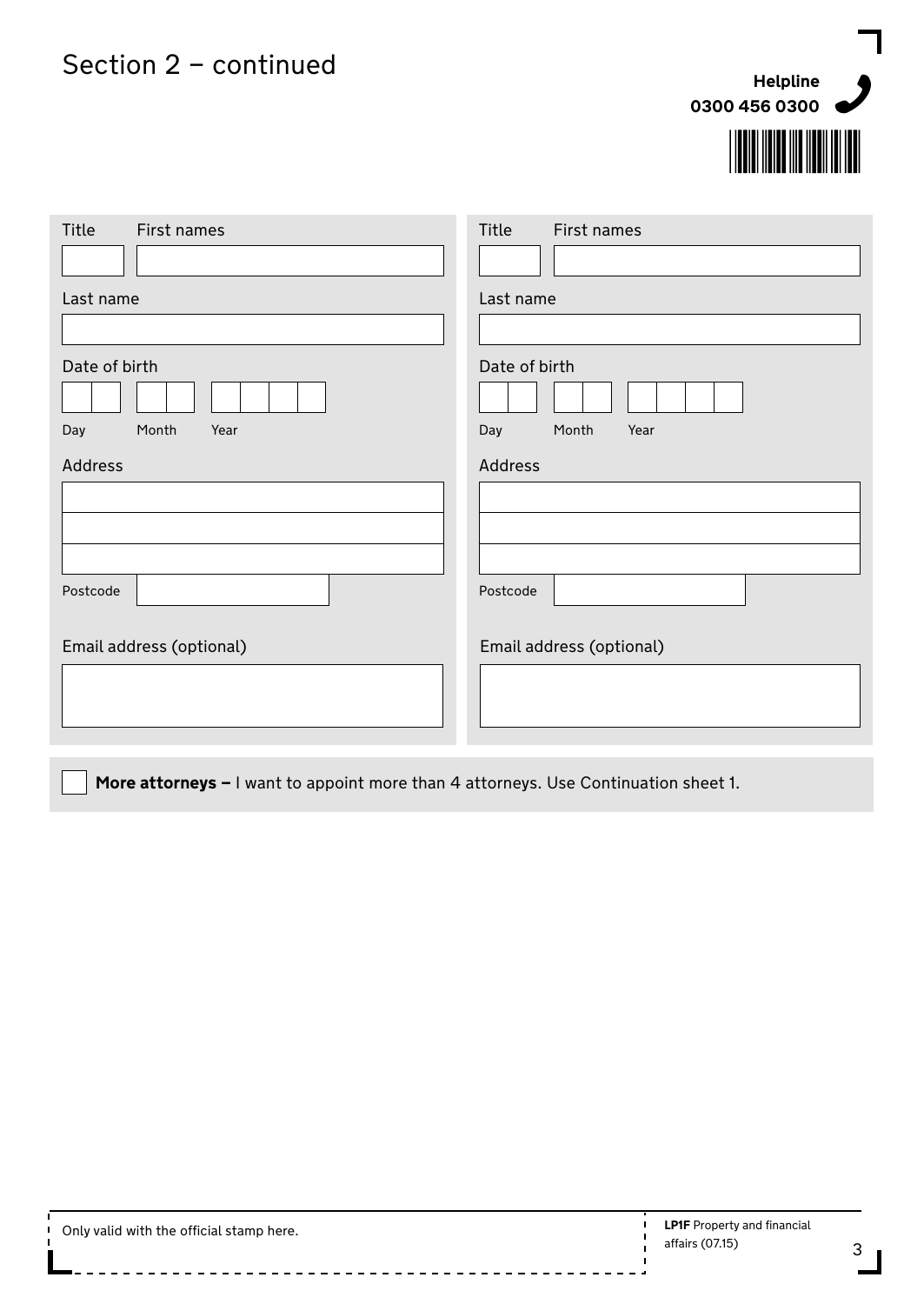# Section 2 – continued

**Helpline**
**0300 456 0300**

| Title | First names |
|---|---|
| | |

Last name

Date of birth

Day | Month | Year

Address

Postcode

Email address (optional)

| Title | First names |
|---|---|
| | |

Last name

Date of birth

Day | Month | Year

Address

Postcode

Email address (optional)

☐ **More attorneys –** I want to appoint more than 4 attorneys. Use Continuation sheet 1.

Only valid with the official stamp here.

**LP1F** Property and financial affairs (07.15)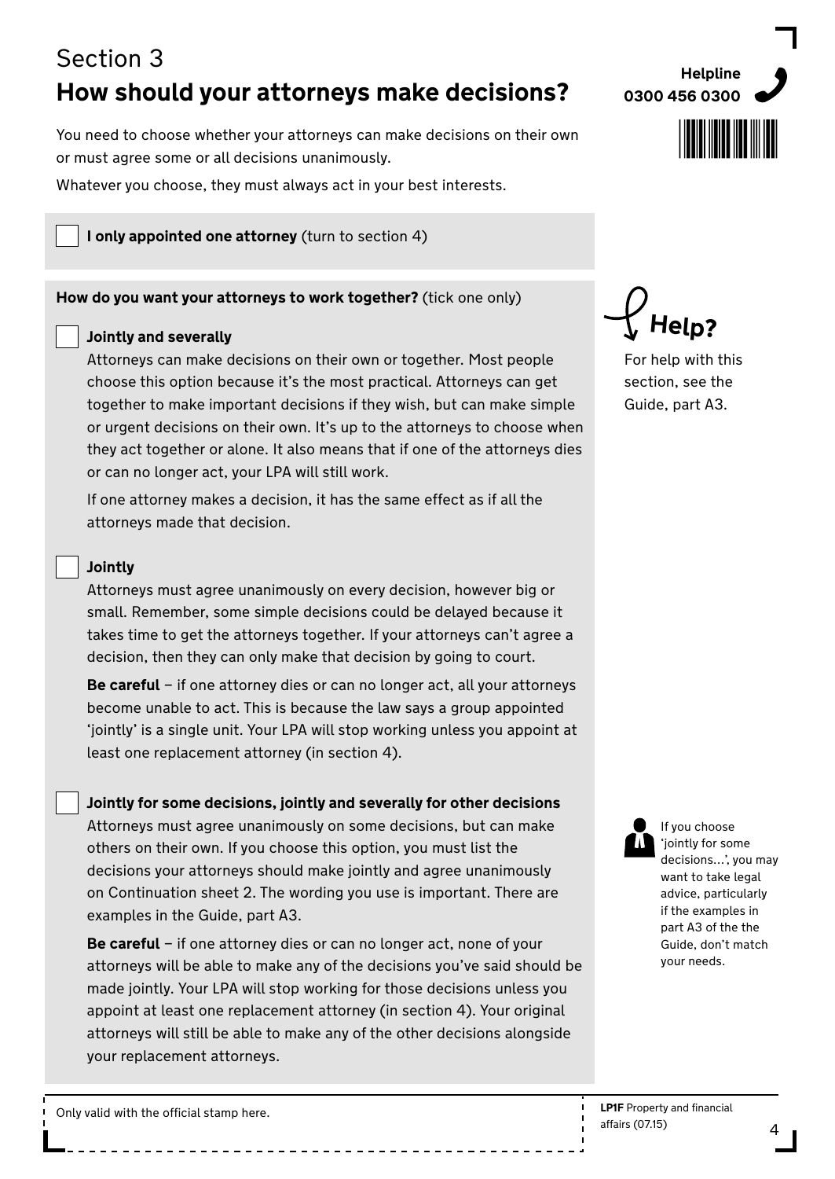# Section 3

## How should your attorneys make decisions?

You need to choose whether your attorneys can make decisions on their own or must agree some or all decisions unanimously.

Whatever you choose, they must always act in your best interests.

☐ **I only appointed one attorney** (turn to section 4)

**How do you want your attorneys to work together?** (tick one only)

☐ **Jointly and severally**

Attorneys can make decisions on their own or together. Most people choose this option because it's the most practical. Attorneys can get together to make important decisions if they wish, but can make simple or urgent decisions on their own. It's up to the attorneys to choose when they act together or alone. It also means that if one of the attorneys dies or can no longer act, your LPA will still work.

If one attorney makes a decision, it has the same effect as if all the attorneys made that decision.

☐ **Jointly**

Attorneys must agree unanimously on every decision, however big or small. Remember, some simple decisions could be delayed because it takes time to get the attorneys together. If your attorneys can't agree a decision, then they can only make that decision by going to court.

**Be careful** – if one attorney dies or can no longer act, all your attorneys become unable to act. This is because the law says a group appointed 'jointly' is a single unit. Your LPA will stop working unless you appoint at least one replacement attorney (in section 4).

☐ **Jointly for some decisions, jointly and severally for other decisions**

Attorneys must agree unanimously on some decisions, but can make others on their own. If you choose this option, you must list the decisions your attorneys should make jointly and agree unanimously on Continuation sheet 2. The wording you use is important. There are examples in the Guide, part A3.

**Be careful** – if one attorney dies or can no longer act, none of your attorneys will be able to make any of the decisions you've said should be made jointly. Your LPA will stop working for those decisions unless you appoint at least one replacement attorney (in section 4). Your original attorneys will still be able to make any of the other decisions alongside your replacement attorneys.

**Helpline**
**0300 456 0300**

**Help?**

For help with this section, see the Guide, part A3.

If you choose 'jointly for some decisions...', you may want to take legal advice, particularly if the examples in part A3 of the the Guide, don't match your needs.

Only valid with the official stamp here.

**LP1F** Property and financial affairs (07.15)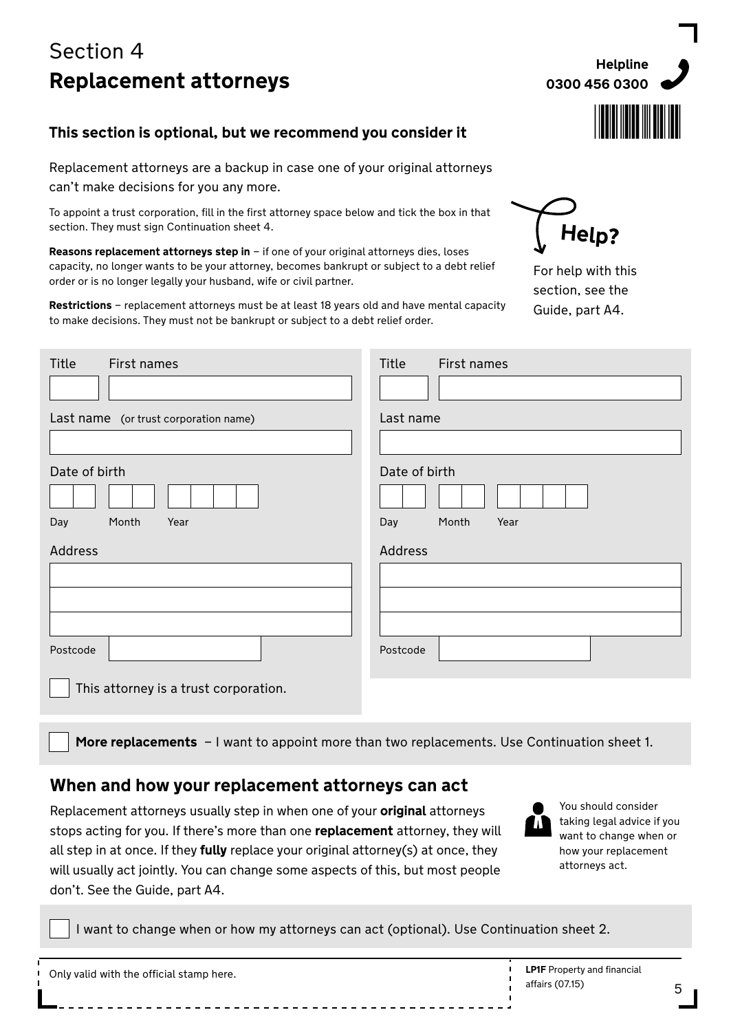# Section 4
## Replacement attorneys

Helpline
0300 456 0300

### This section is optional, but we recommend you consider it

Replacement attorneys are a backup in case one of your original attorneys can't make decisions for you any more.

To appoint a trust corporation, fill in the first attorney space below and tick the box in that section. They must sign Continuation sheet 4.

**Reasons replacement attorneys step in** – if one of your original attorneys dies, loses capacity, no longer wants to be your attorney, becomes bankrupt or subject to a debt relief order or is no longer legally your husband, wife or civil partner.

**Restrictions** – replacement attorneys must be at least 18 years old and have mental capacity to make decisions. They must not be bankrupt or subject to a debt relief order.

Help?

For help with this section, see the Guide, part A4.

| Replacement attorney 1 | Replacement attorney 2 |
|---|---|
| Title / First names | Title / First names |
| Last name (or trust corporation name) | Last name |
| Date of birth: Day / Month / Year | Date of birth: Day / Month / Year |
| Address | Address |
| Postcode | Postcode |
| ☐ This attorney is a trust corporation. | |

☐ **More replacements** – I want to appoint more than two replacements. Use Continuation sheet 1.

### When and how your replacement attorneys can act

Replacement attorneys usually step in when one of your **original** attorneys stops acting for you. If there's more than one **replacement** attorney, they will all step in at once. If they **fully** replace your original attorney(s) at once, they will usually act jointly. You can change some aspects of this, but most people don't. See the Guide, part A4.

You should consider taking legal advice if you want to change when or how your replacement attorneys act.

☐ I want to change when or how my attorneys can act (optional). Use Continuation sheet 2.

Only valid with the official stamp here.

**LP1F** Property and financial affairs (07.15)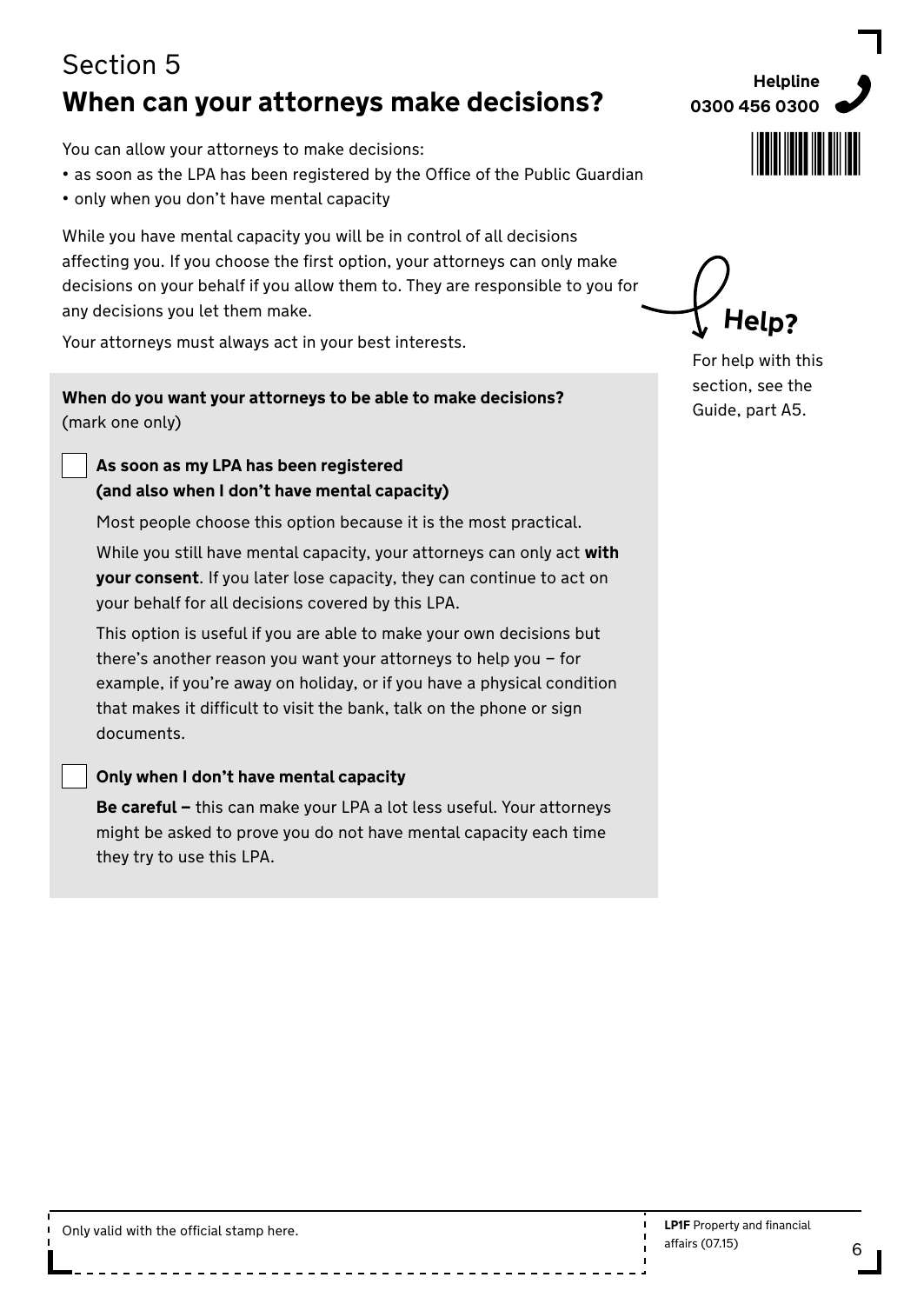Section 5

# When can your attorneys make decisions?

Helpline
0300 456 0300

You can allow your attorneys to make decisions:

- as soon as the LPA has been registered by the Office of the Public Guardian
- only when you don't have mental capacity

While you have mental capacity you will be in control of all decisions affecting you. If you choose the first option, your attorneys can only make decisions on your behalf if you allow them to. They are responsible to you for any decisions you let them make.

Your attorneys must always act in your best interests.

**Help?**

For help with this section, see the Guide, part A5.

**When do you want your attorneys to be able to make decisions?**
(mark one only)

☐ **As soon as my LPA has been registered (and also when I don't have mental capacity)**

Most people choose this option because it is the most practical.

While you still have mental capacity, your attorneys can only act **with your consent**. If you later lose capacity, they can continue to act on your behalf for all decisions covered by this LPA.

This option is useful if you are able to make your own decisions but there's another reason you want your attorneys to help you – for example, if you're away on holiday, or if you have a physical condition that makes it difficult to visit the bank, talk on the phone or sign documents.

☐ **Only when I don't have mental capacity**

**Be careful –** this can make your LPA a lot less useful. Your attorneys might be asked to prove you do not have mental capacity each time they try to use this LPA.

Only valid with the official stamp here.

**LP1F** Property and financial affairs (07.15)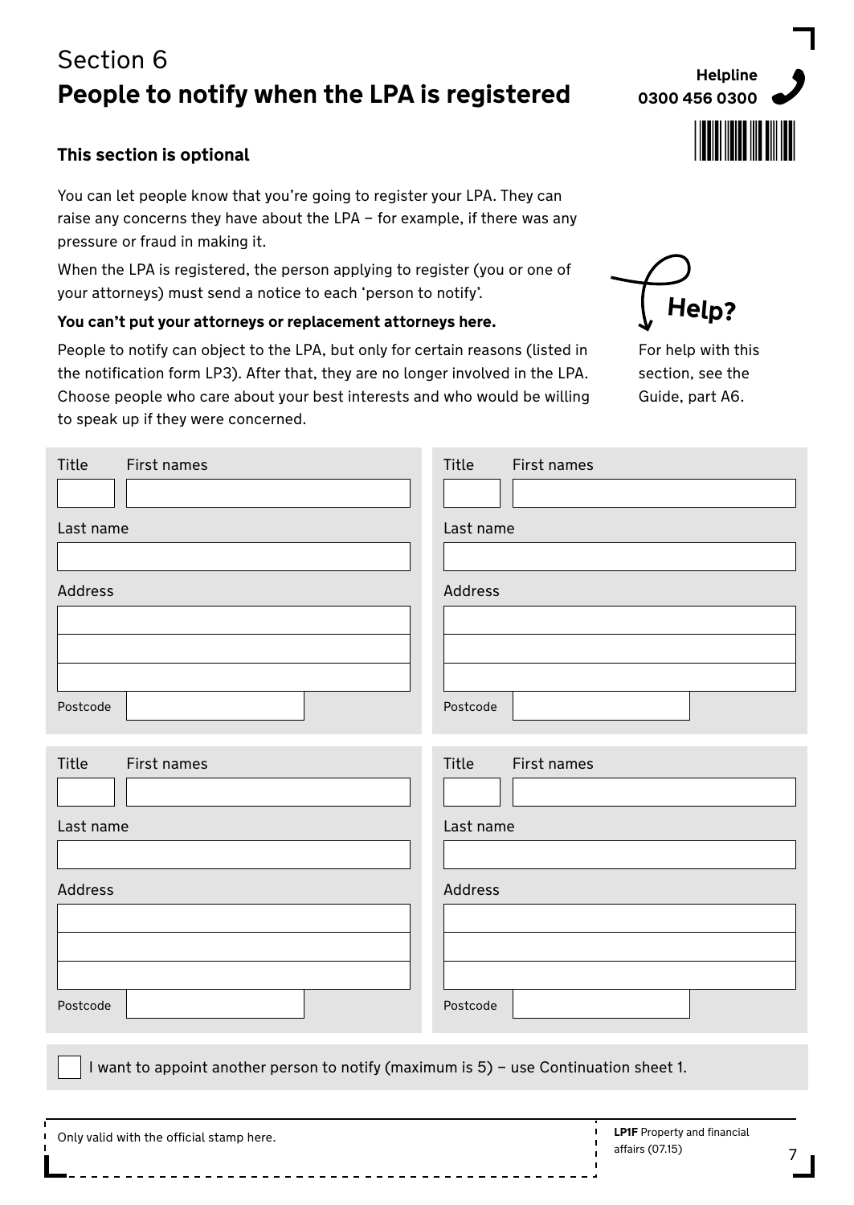# Section 6
## People to notify when the LPA is registered

**Helpline**
**0300 456 0300**

### This section is optional

You can let people know that you're going to register your LPA. They can raise any concerns they have about the LPA – for example, if there was any pressure or fraud in making it.

When the LPA is registered, the person applying to register (you or one of your attorneys) must send a notice to each 'person to notify'.

**You can't put your attorneys or replacement attorneys here.**

People to notify can object to the LPA, but only for certain reasons (listed in the notification form LP3). After that, they are no longer involved in the LPA. Choose people who care about your best interests and who would be willing to speak up if they were concerned.

**Help?**

For help with this section, see the Guide, part A6.

Title First names

Last name

Address

Postcode

Title First names

Last name

Address

Postcode

Title First names

Last name

Address

Postcode

Title First names

Last name

Address

Postcode

☐ I want to appoint another person to notify (maximum is 5) – use Continuation sheet 1.

Only valid with the official stamp here.

**LP1F** Property and financial affairs (07.15)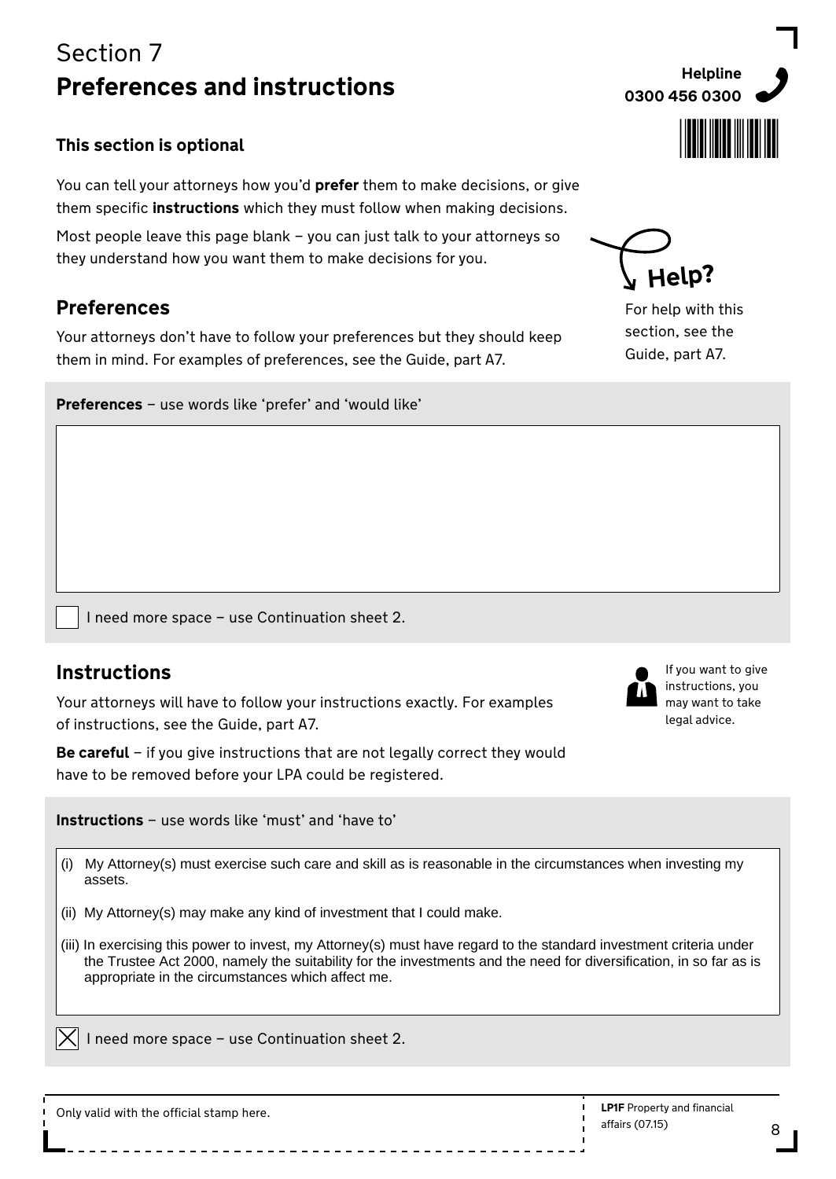Section 7

# Preferences and instructions

Helpline
0300 456 0300

**This section is optional**

You can tell your attorneys how you'd **prefer** them to make decisions, or give them specific **instructions** which they must follow when making decisions.

Most people leave this page blank – you can just talk to your attorneys so they understand how you want them to make decisions for you.

Help?

For help with this section, see the Guide, part A7.

## Preferences

Your attorneys don't have to follow your preferences but they should keep them in mind. For examples of preferences, see the Guide, part A7.

**Preferences** – use words like 'prefer' and 'would like'

☐ I need more space – use Continuation sheet 2.

## Instructions

Your attorneys will have to follow your instructions exactly. For examples of instructions, see the Guide, part A7.

If you want to give instructions, you may want to take legal advice.

**Be careful** – if you give instructions that are not legally correct they would have to be removed before your LPA could be registered.

**Instructions** – use words like 'must' and 'have to'

(i) My Attorney(s) must exercise such care and skill as is reasonable in the circumstances when investing my assets.

(ii) My Attorney(s) may make any kind of investment that I could make.

(iii) In exercising this power to invest, my Attorney(s) must have regard to the standard investment criteria under the Trustee Act 2000, namely the suitability for the investments and the need for diversification, in so far as is appropriate in the circumstances which affect me.

☒ I need more space – use Continuation sheet 2.

Only valid with the official stamp here.

**LP1F** Property and financial affairs (07.15)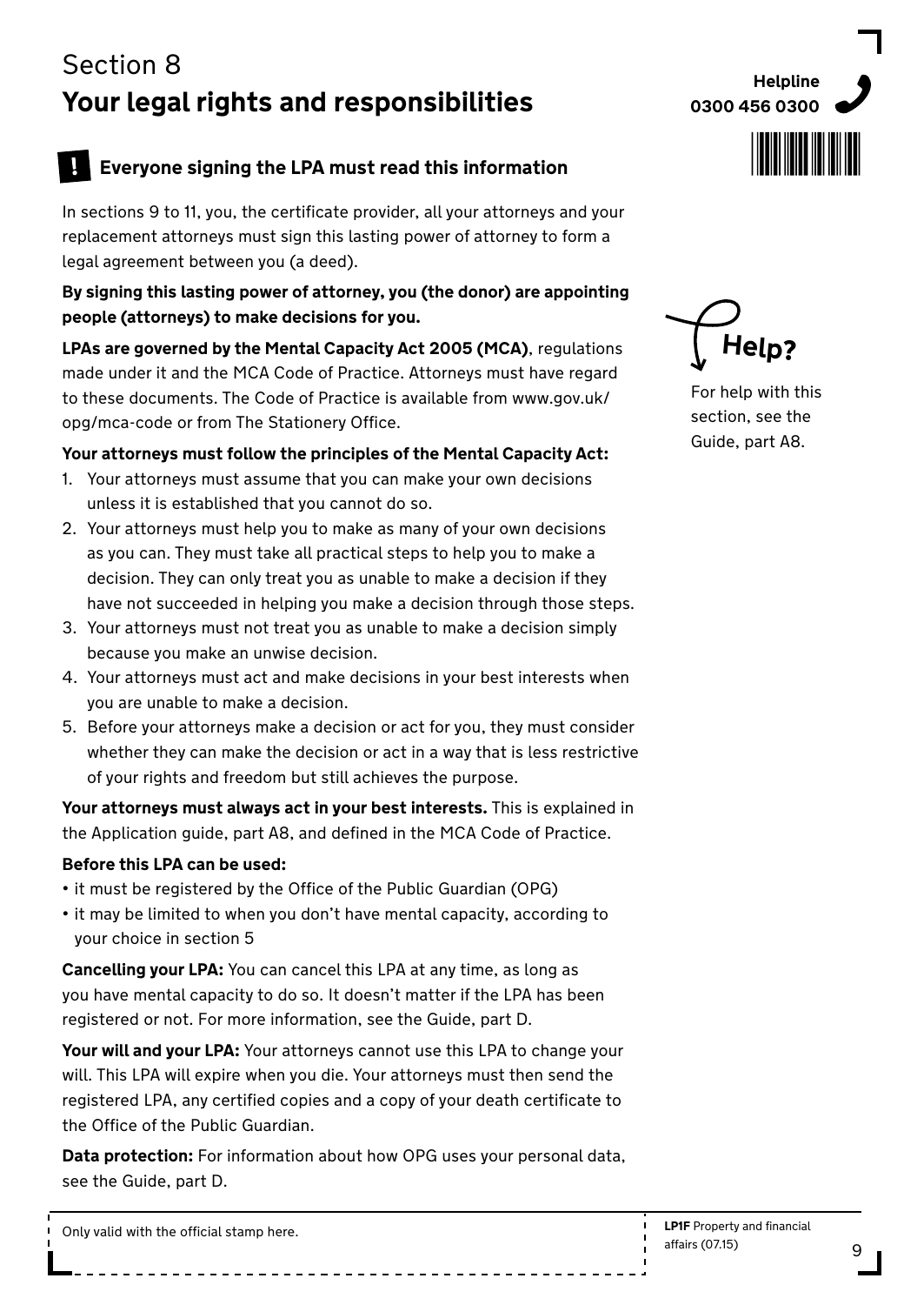# Section 8

## Your legal rights and responsibilities

Helpline
0300 456 0300

### ! Everyone signing the LPA must read this information

In sections 9 to 11, you, the certificate provider, all your attorneys and your replacement attorneys must sign this lasting power of attorney to form a legal agreement between you (a deed).

**By signing this lasting power of attorney, you (the donor) are appointing people (attorneys) to make decisions for you.**

**LPAs are governed by the Mental Capacity Act 2005 (MCA)**, regulations made under it and the MCA Code of Practice. Attorneys must have regard to these documents. The Code of Practice is available from www.gov.uk/opg/mca-code or from The Stationery Office.

**Your attorneys must follow the principles of the Mental Capacity Act:**

1. Your attorneys must assume that you can make your own decisions unless it is established that you cannot do so.
2. Your attorneys must help you to make as many of your own decisions as you can. They must take all practical steps to help you to make a decision. They can only treat you as unable to make a decision if they have not succeeded in helping you make a decision through those steps.
3. Your attorneys must not treat you as unable to make a decision simply because you make an unwise decision.
4. Your attorneys must act and make decisions in your best interests when you are unable to make a decision.
5. Before your attorneys make a decision or act for you, they must consider whether they can make the decision or act in a way that is less restrictive of your rights and freedom but still achieves the purpose.

**Your attorneys must always act in your best interests.** This is explained in the Application guide, part A8, and defined in the MCA Code of Practice.

**Before this LPA can be used:**

- it must be registered by the Office of the Public Guardian (OPG)
- it may be limited to when you don't have mental capacity, according to your choice in section 5

**Cancelling your LPA:** You can cancel this LPA at any time, as long as you have mental capacity to do so. It doesn't matter if the LPA has been registered or not. For more information, see the Guide, part D.

**Your will and your LPA:** Your attorneys cannot use this LPA to change your will. This LPA will expire when you die. Your attorneys must then send the registered LPA, any certified copies and a copy of your death certificate to the Office of the Public Guardian.

**Data protection:** For information about how OPG uses your personal data, see the Guide, part D.

**Help?**

For help with this section, see the Guide, part A8.

Only valid with the official stamp here.

**LP1F** Property and financial affairs (07.15)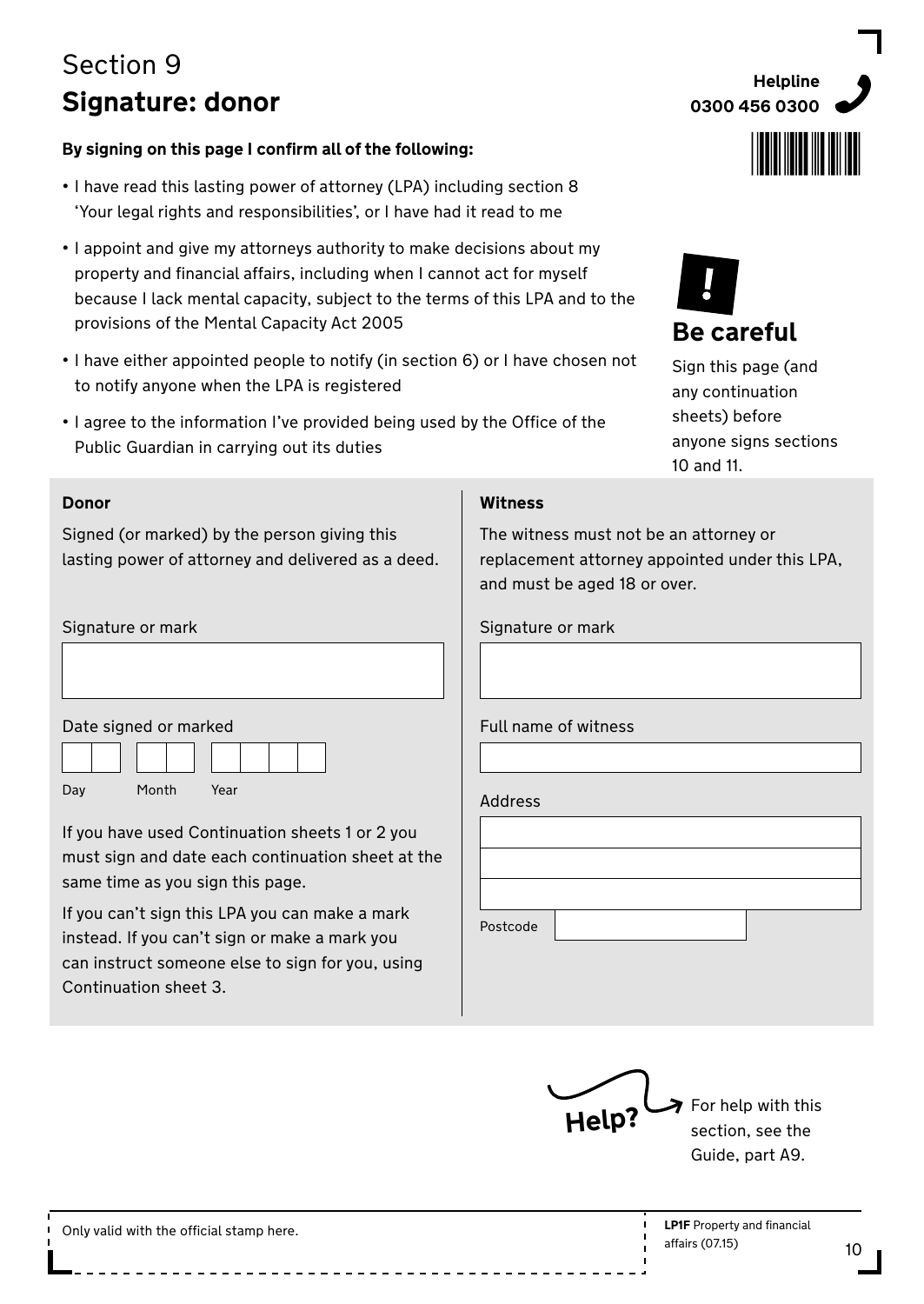# Section 9
## Signature: donor

**Helpline 0300 456 0300**

**By signing on this page I confirm all of the following:**

- I have read this lasting power of attorney (LPA) including section 8 'Your legal rights and responsibilities', or I have had it read to me
- I appoint and give my attorneys authority to make decisions about my property and financial affairs, including when I cannot act for myself because I lack mental capacity, subject to the terms of this LPA and to the provisions of the Mental Capacity Act 2005
- I have either appointed people to notify (in section 6) or I have chosen not to notify anyone when the LPA is registered
- I agree to the information I've provided being used by the Office of the Public Guardian in carrying out its duties

**! Be careful**

Sign this page (and any continuation sheets) before anyone signs sections 10 and 11.

**Donor**

Signed (or marked) by the person giving this lasting power of attorney and delivered as a deed.

Signature or mark

Date signed or marked

Day Month Year

If you have used Continuation sheets 1 or 2 you must sign and date each continuation sheet at the same time as you sign this page.

If you can't sign this LPA you can make a mark instead. If you can't sign or make a mark you can instruct someone else to sign for you, using Continuation sheet 3.

**Witness**

The witness must not be an attorney or replacement attorney appointed under this LPA, and must be aged 18 or over.

Signature or mark

Full name of witness

Address

Postcode

**Help?** For help with this section, see the Guide, part A9.

Only valid with the official stamp here.

**LP1F** Property and financial affairs (07.15)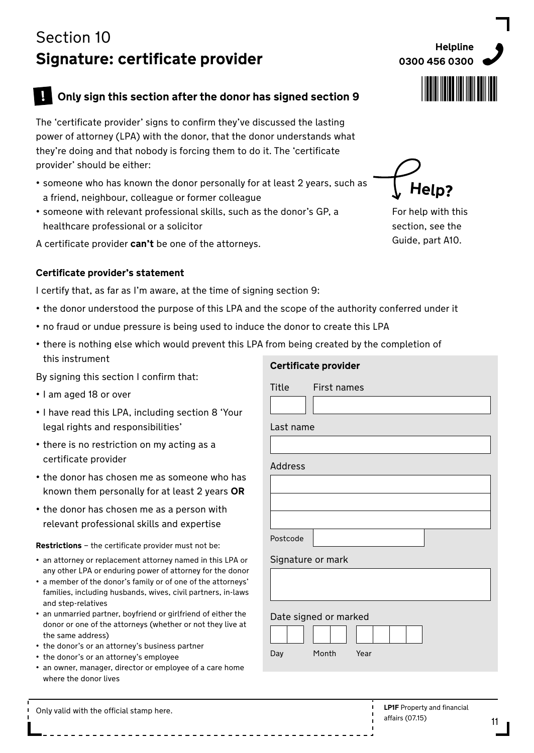# Section 10
## Signature: certificate provider

Helpline
0300 456 0300

**! Only sign this section after the donor has signed section 9**

The 'certificate provider' signs to confirm they've discussed the lasting power of attorney (LPA) with the donor, that the donor understands what they're doing and that nobody is forcing them to do it. The 'certificate provider' should be either:

- someone who has known the donor personally for at least 2 years, such as a friend, neighbour, colleague or former colleague
- someone with relevant professional skills, such as the donor's GP, a healthcare professional or a solicitor

A certificate provider **can't** be one of the attorneys.

Help?

For help with this section, see the Guide, part A10.

**Certificate provider's statement**

I certify that, as far as I'm aware, at the time of signing section 9:

- the donor understood the purpose of this LPA and the scope of the authority conferred under it
- no fraud or undue pressure is being used to induce the donor to create this LPA
- there is nothing else which would prevent this LPA from being created by the completion of this instrument

By signing this section I confirm that:

- I am aged 18 or over
- I have read this LPA, including section 8 'Your legal rights and responsibilities'
- there is no restriction on my acting as a certificate provider
- the donor has chosen me as someone who has known them personally for at least 2 years **OR**
- the donor has chosen me as a person with relevant professional skills and expertise

**Restrictions** – the certificate provider must not be:

- an attorney or replacement attorney named in this LPA or any other LPA or enduring power of attorney for the donor
- a member of the donor's family or of one of the attorneys' families, including husbands, wives, civil partners, in-laws and step-relatives
- an unmarried partner, boyfriend or girlfriend of either the donor or one of the attorneys (whether or not they live at the same address)
- the donor's or an attorney's business partner
- the donor's or an attorney's employee
- an owner, manager, director or employee of a care home where the donor lives

**Certificate provider**

Title ______ First names ______________________

Last name ______________________

Address ______________________

______________________

______________________

Postcode ______________

Signature or mark ______________________

Date signed or marked

Day ___ Month ___ Year ____

Only valid with the official stamp here.

**LP1F** Property and financial affairs (07.15)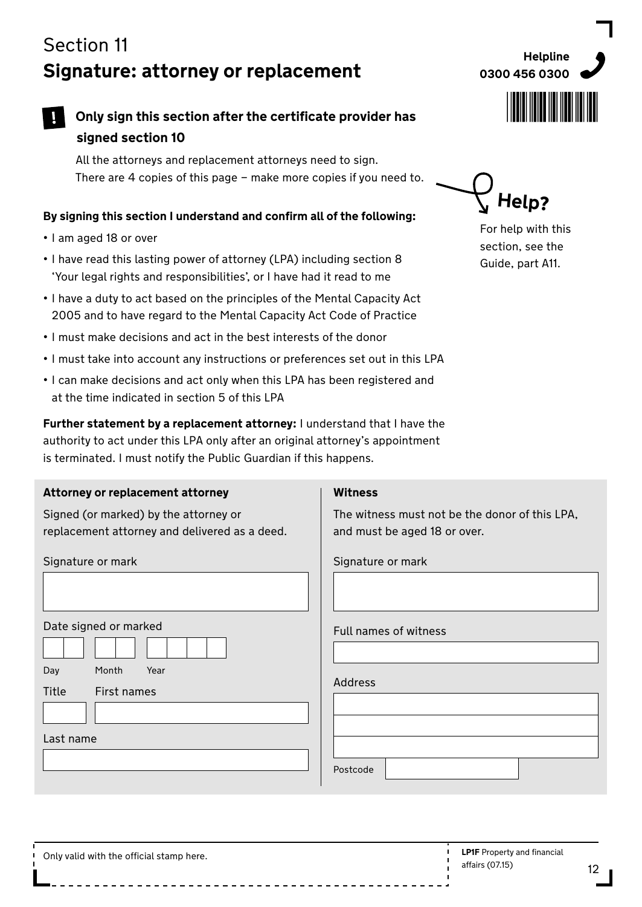Section 11

# Signature: attorney or replacement

Helpline
0300 456 0300

**! Only sign this section after the certificate provider has signed section 10**

All the attorneys and replacement attorneys need to sign.
There are 4 copies of this page – make more copies if you need to.

**Help?**

For help with this section, see the Guide, part A11.

**By signing this section I understand and confirm all of the following:**

- I am aged 18 or over
- I have read this lasting power of attorney (LPA) including section 8 'Your legal rights and responsibilities', or I have had it read to me
- I have a duty to act based on the principles of the Mental Capacity Act 2005 and to have regard to the Mental Capacity Act Code of Practice
- I must make decisions and act in the best interests of the donor
- I must take into account any instructions or preferences set out in this LPA
- I can make decisions and act only when this LPA has been registered and at the time indicated in section 5 of this LPA

**Further statement by a replacement attorney:** I understand that I have the authority to act under this LPA only after an original attorney's appointment is terminated. I must notify the Public Guardian if this happens.

**Attorney or replacement attorney**

Signed (or marked) by the attorney or replacement attorney and delivered as a deed.

Signature or mark

Date signed or marked

Day Month Year

Title First names

Last name

**Witness**

The witness must not be the donor of this LPA, and must be aged 18 or over.

Signature or mark

Full names of witness

Address

Postcode

Only valid with the official stamp here.

**LP1F** Property and financial affairs (07.15)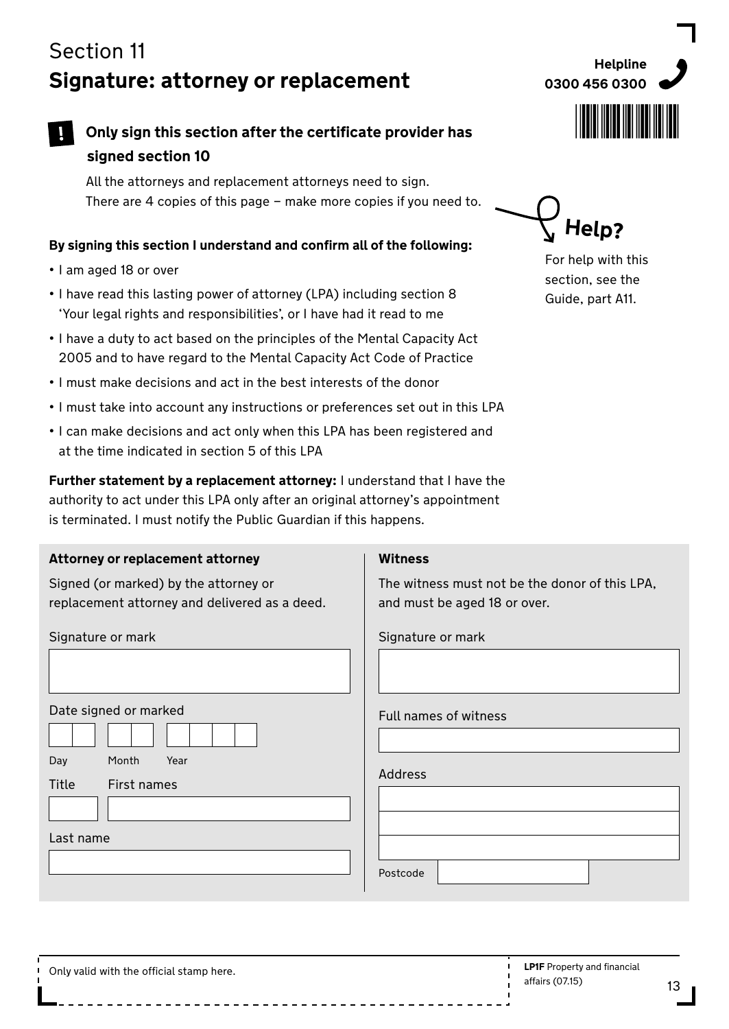# Section 11

## Signature: attorney or replacement

Helpline
**0300 456 0300**

**! Only sign this section after the certificate provider has signed section 10**

All the attorneys and replacement attorneys need to sign.
There are 4 copies of this page – make more copies if you need to.

**Help?**

For help with this section, see the Guide, part A11.

**By signing this section I understand and confirm all of the following:**

- I am aged 18 or over
- I have read this lasting power of attorney (LPA) including section 8 'Your legal rights and responsibilities', or I have had it read to me
- I have a duty to act based on the principles of the Mental Capacity Act 2005 and to have regard to the Mental Capacity Act Code of Practice
- I must make decisions and act in the best interests of the donor
- I must take into account any instructions or preferences set out in this LPA
- I can make decisions and act only when this LPA has been registered and at the time indicated in section 5 of this LPA

**Further statement by a replacement attorney:** I understand that I have the authority to act under this LPA only after an original attorney's appointment is terminated. I must notify the Public Guardian if this happens.

**Attorney or replacement attorney**

Signed (or marked) by the attorney or replacement attorney and delivered as a deed.

Signature or mark

Date signed or marked

Day Month Year

Title First names

Last name

**Witness**

The witness must not be the donor of this LPA, and must be aged 18 or over.

Signature or mark

Full names of witness

Address

Postcode

Only valid with the official stamp here.

**LP1F** Property and financial affairs (07.15)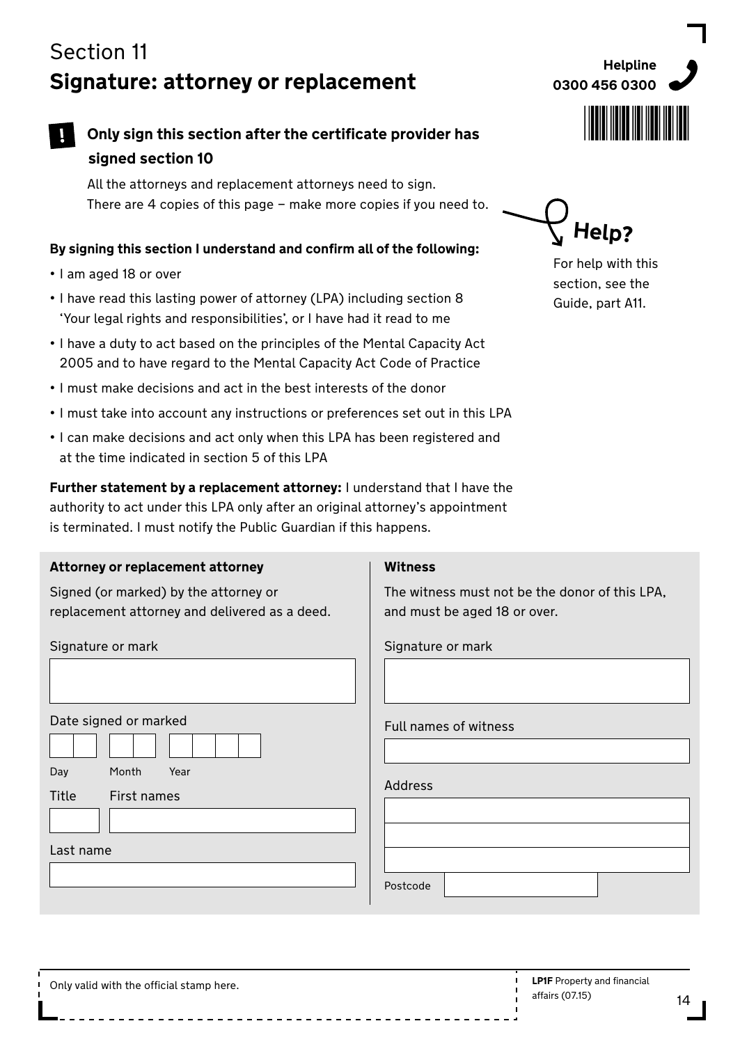# Section 11
## Signature: attorney or replacement

**Helpline 0300 456 0300**

**! Only sign this section after the certificate provider has signed section 10**

All the attorneys and replacement attorneys need to sign.
There are 4 copies of this page – make more copies if you need to.

**Help?**

For help with this section, see the Guide, part A11.

**By signing this section I understand and confirm all of the following:**

- I am aged 18 or over
- I have read this lasting power of attorney (LPA) including section 8 'Your legal rights and responsibilities', or I have had it read to me
- I have a duty to act based on the principles of the Mental Capacity Act 2005 and to have regard to the Mental Capacity Act Code of Practice
- I must make decisions and act in the best interests of the donor
- I must take into account any instructions or preferences set out in this LPA
- I can make decisions and act only when this LPA has been registered and at the time indicated in section 5 of this LPA

**Further statement by a replacement attorney:** I understand that I have the authority to act under this LPA only after an original attorney's appointment is terminated. I must notify the Public Guardian if this happens.

**Attorney or replacement attorney**

Signed (or marked) by the attorney or replacement attorney and delivered as a deed.

Signature or mark

Date signed or marked

Day Month Year

Title First names

Last name

**Witness**

The witness must not be the donor of this LPA, and must be aged 18 or over.

Signature or mark

Full names of witness

Address

Postcode

Only valid with the official stamp here.

**LP1F** Property and financial affairs (07.15)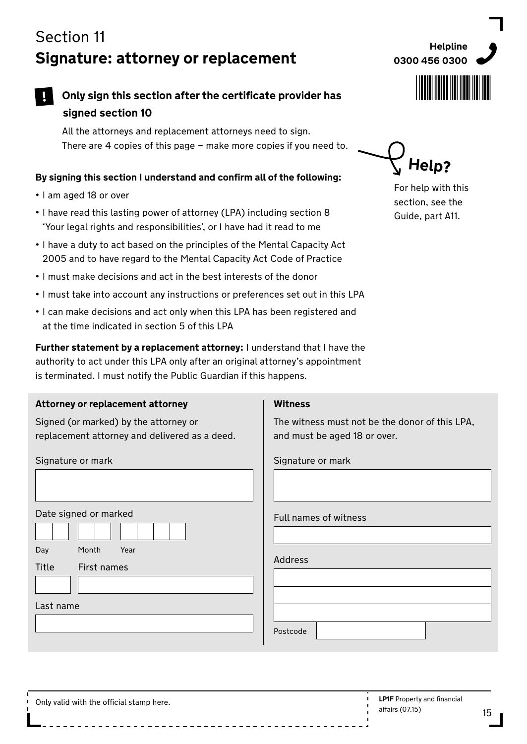# Section 11

## Signature: attorney or replacement

Helpline **0300 456 0300**

**! Only sign this section after the certificate provider has signed section 10**

All the attorneys and replacement attorneys need to sign.
There are 4 copies of this page – make more copies if you need to.

**Help?** For help with this section, see the Guide, part A11.

**By signing this section I understand and confirm all of the following:**

- I am aged 18 or over
- I have read this lasting power of attorney (LPA) including section 8 'Your legal rights and responsibilities', or I have had it read to me
- I have a duty to act based on the principles of the Mental Capacity Act 2005 and to have regard to the Mental Capacity Act Code of Practice
- I must make decisions and act in the best interests of the donor
- I must take into account any instructions or preferences set out in this LPA
- I can make decisions and act only when this LPA has been registered and at the time indicated in section 5 of this LPA

**Further statement by a replacement attorney:** I understand that I have the authority to act under this LPA only after an original attorney's appointment is terminated. I must notify the Public Guardian if this happens.

**Attorney or replacement attorney**

Signed (or marked) by the attorney or replacement attorney and delivered as a deed.

Signature or mark

Date signed or marked

Day | Month | Year

Title | First names

Last name

**Witness**

The witness must not be the donor of this LPA, and must be aged 18 or over.

Signature or mark

Full names of witness

Address

Postcode

Only valid with the official stamp here.

**LP1F** Property and financial affairs (07.15)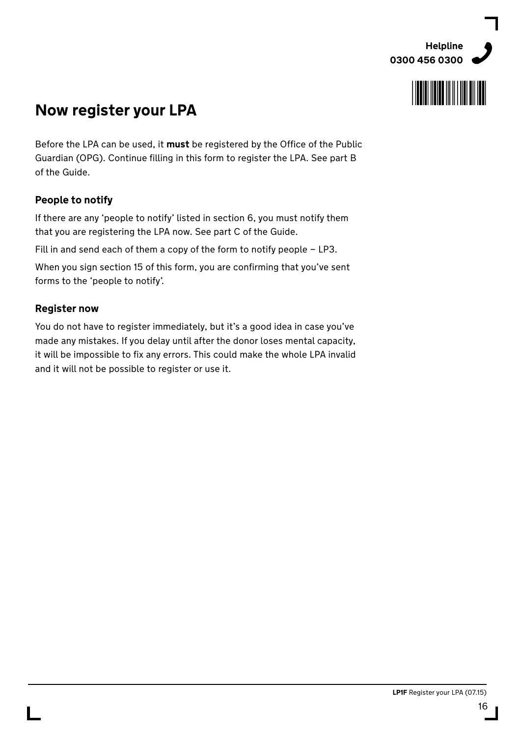# Now register your LPA

Before the LPA can be used, it **must** be registered by the Office of the Public Guardian (OPG). Continue filling in this form to register the LPA. See part B of the Guide.

### People to notify

If there are any 'people to notify' listed in section 6, you must notify them that you are registering the LPA now. See part C of the Guide.

Fill in and send each of them a copy of the form to notify people – LP3.

When you sign section 15 of this form, you are confirming that you've sent forms to the 'people to notify'.

### Register now

You do not have to register immediately, but it's a good idea in case you've made any mistakes. If you delay until after the donor loses mental capacity, it will be impossible to fix any errors. This could make the whole LPA invalid and it will not be possible to register or use it.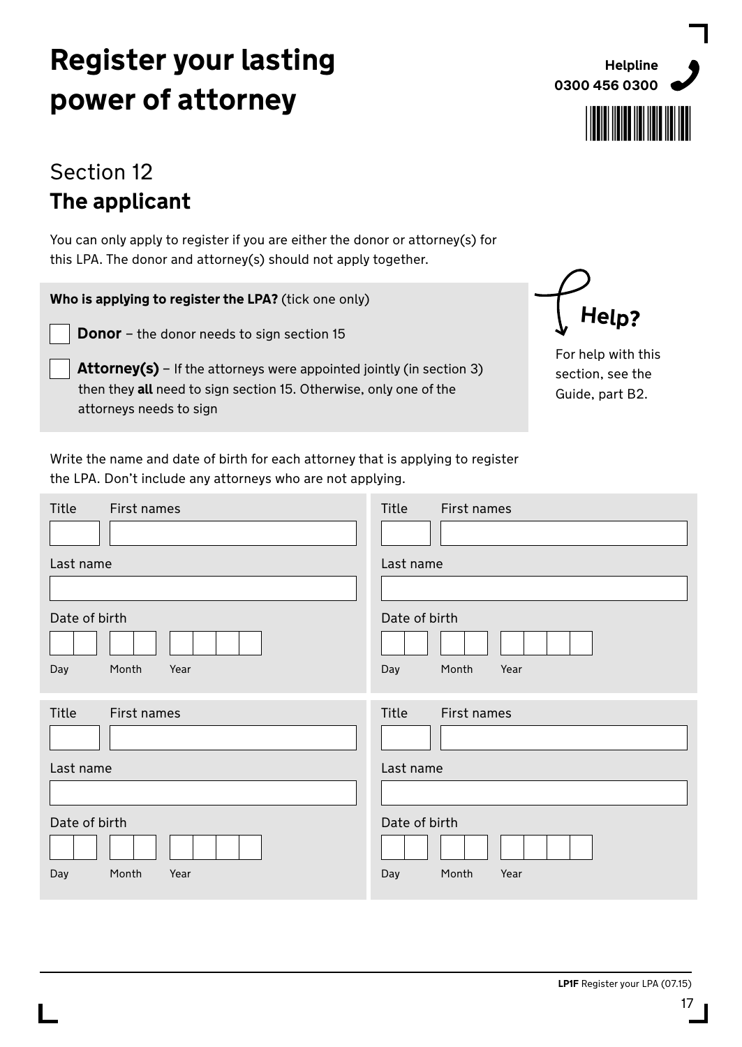# Register your lasting power of attorney

**Helpline**
**0300 456 0300**

## Section 12
## The applicant

You can only apply to register if you are either the donor or attorney(s) for this LPA. The donor and attorney(s) should not apply together.

**Who is applying to register the LPA?** (tick one only)

☐ **Donor** – the donor needs to sign section 15

☐ **Attorney(s)** – If the attorneys were appointed jointly (in section 3) then they **all** need to sign section 15. Otherwise, only one of the attorneys needs to sign

**Help?**

For help with this section, see the Guide, part B2.

Write the name and date of birth for each attorney that is applying to register the LPA. Don't include any attorneys who are not applying.

Title ☐ First names ☐

Last name ☐

Date of birth

Day ☐☐ Month ☐☐ Year ☐☐☐☐

Title ☐ First names ☐

Last name ☐

Date of birth

Day ☐☐ Month ☐☐ Year ☐☐☐☐

Title ☐ First names ☐

Last name ☐

Date of birth

Day ☐☐ Month ☐☐ Year ☐☐☐☐

Title ☐ First names ☐

Last name ☐

Date of birth

Day ☐☐ Month ☐☐ Year ☐☐☐☐

**LP1F** Register your LPA (07.15)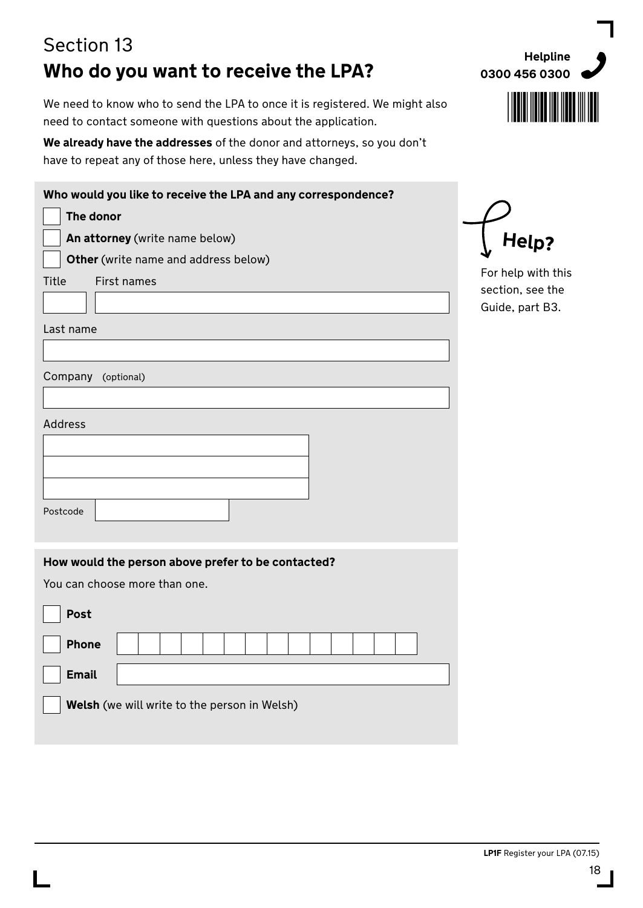Section 13

# Who do you want to receive the LPA?

**Helpline**
**0300 456 0300**

We need to know who to send the LPA to once it is registered. We might also need to contact someone with questions about the application.

**We already have the addresses** of the donor and attorneys, so you don't have to repeat any of those here, unless they have changed.

**Who would you like to receive the LPA and any correspondence?**

- [ ] **The donor**
- [ ] **An attorney** (write name below)
- [ ] **Other** (write name and address below)

Title ______ First names ____________________

Last name ____________________

Company (optional) ____________________

Address
____________________
____________________
____________________

Postcode ____________

**Help?**

For help with this section, see the Guide, part B3.

**How would the person above prefer to be contacted?**

You can choose more than one.

- [ ] **Post**
- [ ] **Phone** ____________________
- [ ] **Email** ____________________
- [ ] **Welsh** (we will write to the person in Welsh)

**LP1F** Register your LPA (07.15)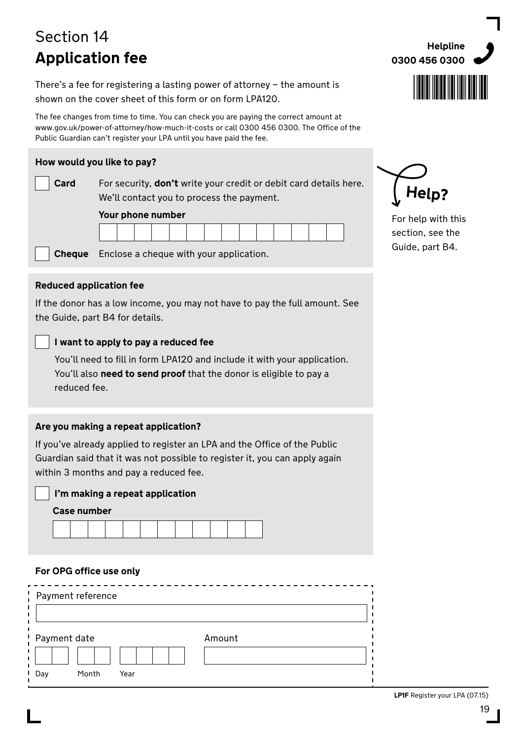# Section 14
## Application fee

**Helpline 0300 456 0300**

There's a fee for registering a lasting power of attorney – the amount is shown on the cover sheet of this form or on form LPA120.

The fee changes from time to time. You can check you are paying the correct amount at www.gov.uk/power-of-attorney/how-much-it-costs or call 0300 456 0300. The Office of the Public Guardian can't register your LPA until you have paid the fee.

**How would you like to pay?**

☐ **Card** For security, **don't** write your credit or debit card details here. We'll contact you to process the payment.

**Your phone number**

| | | | | | | | | | | | | | |
|---|---|---|---|---|---|---|---|---|---|---|---|---|---|

☐ **Cheque** Enclose a cheque with your application.

**Help?**

For help with this section, see the Guide, part B4.

**Reduced application fee**

If the donor has a low income, you may not have to pay the full amount. See the Guide, part B4 for details.

☐ **I want to apply to pay a reduced fee**

You'll need to fill in form LPA120 and include it with your application. You'll also **need to send proof** that the donor is eligible to pay a reduced fee.

**Are you making a repeat application?**

If you've already applied to register an LPA and the Office of the Public Guardian said that it was not possible to register it, you can apply again within 3 months and pay a reduced fee.

☐ **I'm making a repeat application**

**Case number**

| | | | | | | | | | | | |
|---|---|---|---|---|---|---|---|---|---|---|---|

**For OPG office use only**

Payment reference

Payment date (Day / Month / Year)

Amount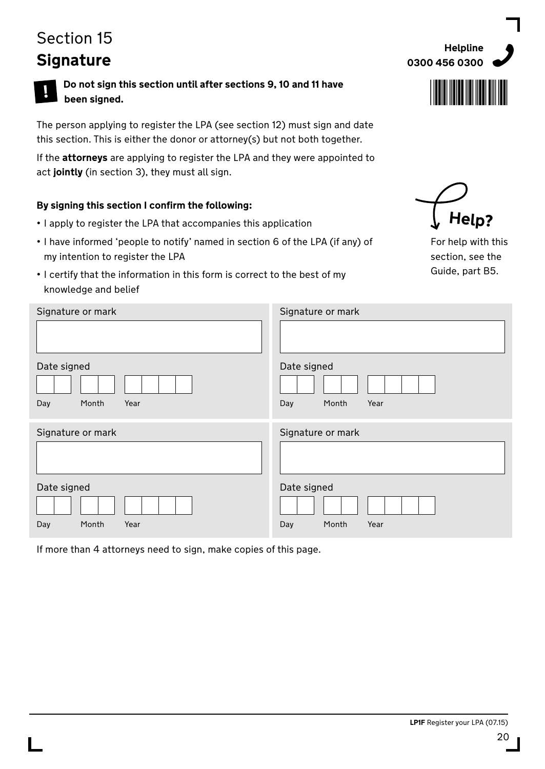# Section 15

## Signature

Helpline
**0300 456 0300**

**Do not sign this section until after sections 9, 10 and 11 have been signed.**

The person applying to register the LPA (see section 12) must sign and date this section. This is either the donor or attorney(s) but not both together.

If the **attorneys** are applying to register the LPA and they were appointed to act **jointly** (in section 3), they must all sign.

**By signing this section I confirm the following:**

- I apply to register the LPA that accompanies this application
- I have informed 'people to notify' named in section 6 of the LPA (if any) of my intention to register the LPA
- I certify that the information in this form is correct to the best of my knowledge and belief

**Help?**

For help with this section, see the Guide, part B5.

| Signature or mark | Signature or mark |
|---|---|
| | |
| Date signed (Day / Month / Year) | Date signed (Day / Month / Year) |

| Signature or mark | Signature or mark |
|---|---|
| | |
| Date signed (Day / Month / Year) | Date signed (Day / Month / Year) |

If more than 4 attorneys need to sign, make copies of this page.

**LP1F** Register your LPA (07.15)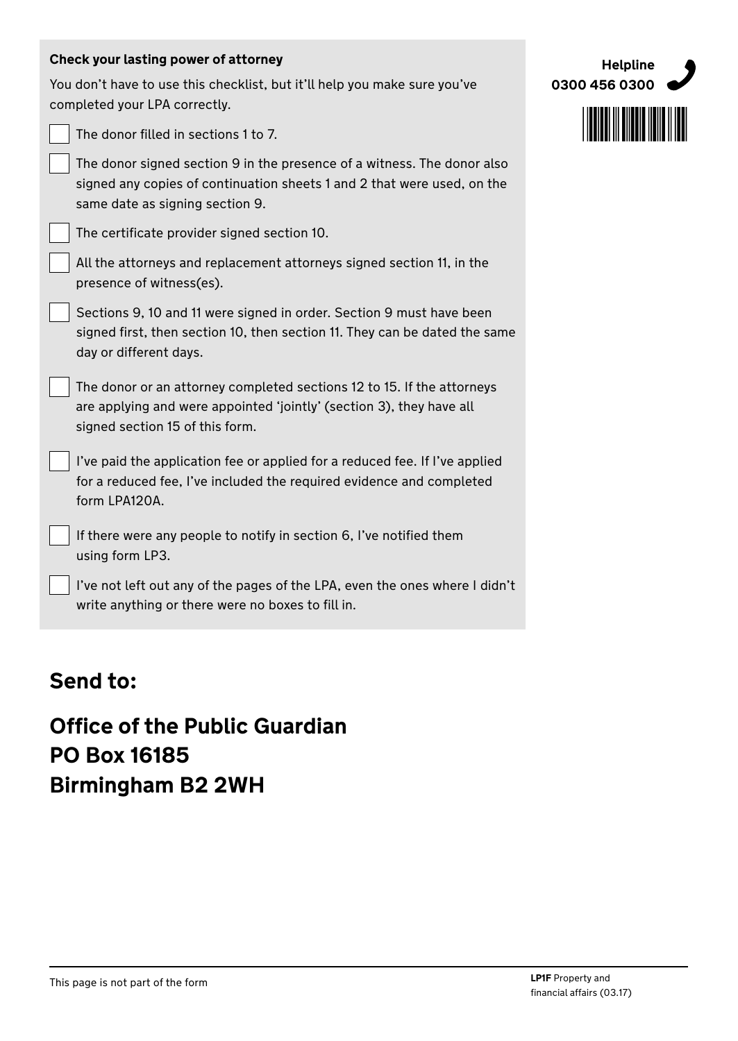**Check your lasting power of attorney**

You don't have to use this checklist, but it'll help you make sure you've completed your LPA correctly.

- [ ] The donor filled in sections 1 to 7.
- [ ] The donor signed section 9 in the presence of a witness. The donor also signed any copies of continuation sheets 1 and 2 that were used, on the same date as signing section 9.
- [ ] The certificate provider signed section 10.
- [ ] All the attorneys and replacement attorneys signed section 11, in the presence of witness(es).
- [ ] Sections 9, 10 and 11 were signed in order. Section 9 must have been signed first, then section 10, then section 11. They can be dated the same day or different days.
- [ ] The donor or an attorney completed sections 12 to 15. If the attorneys are applying and were appointed 'jointly' (section 3), they have all signed section 15 of this form.
- [ ] I've paid the application fee or applied for a reduced fee. If I've applied for a reduced fee, I've included the required evidence and completed form LPA120A.
- [ ] If there were any people to notify in section 6, I've notified them using form LP3.
- [ ] I've not left out any of the pages of the LPA, even the ones where I didn't write anything or there were no boxes to fill in.

**Helpline**
**0300 456 0300**

## Send to:

## Office of the Public Guardian
## PO Box 16185
## Birmingham B2 2WH

This page is not part of the form